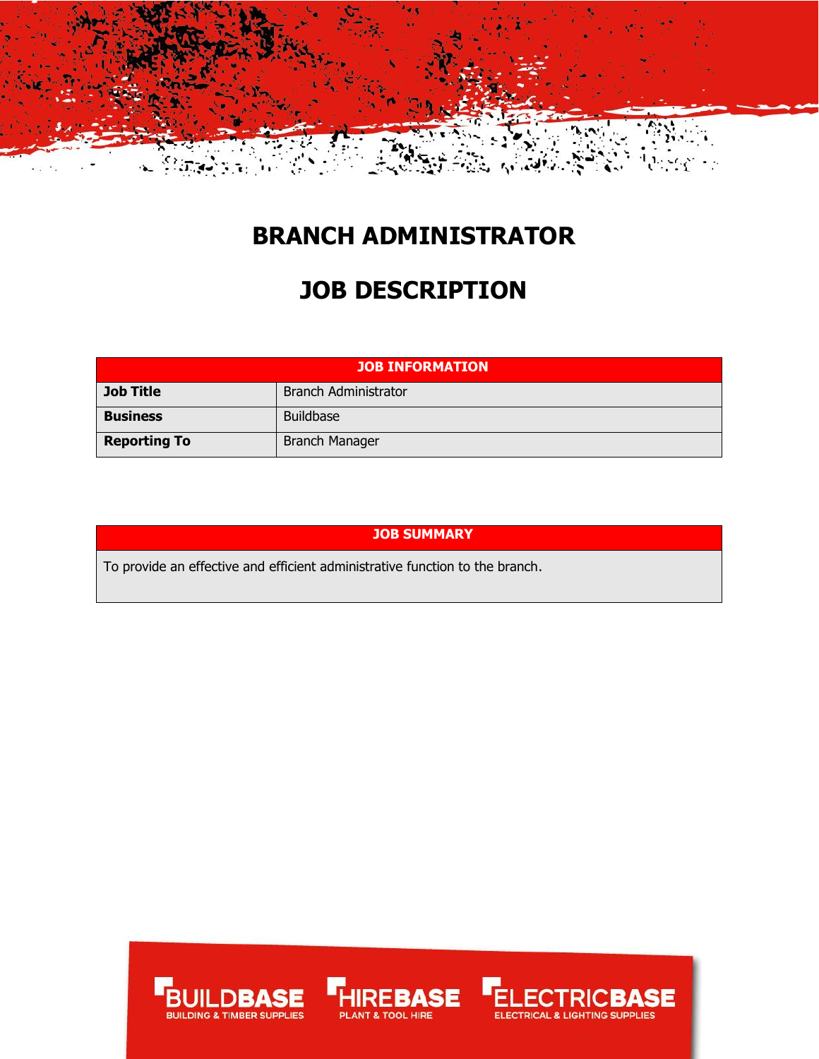# BRANCH ADMINISTRATOR

# JOB DESCRIPTION

| JOB INFORMATION | |
|---|---|
| **Job Title** | Branch Administrator |
| **Business** | Buildbase |
| **Reporting To** | Branch Manager |

| JOB SUMMARY |
|---|
| To provide an effective and efficient administrative function to the branch. |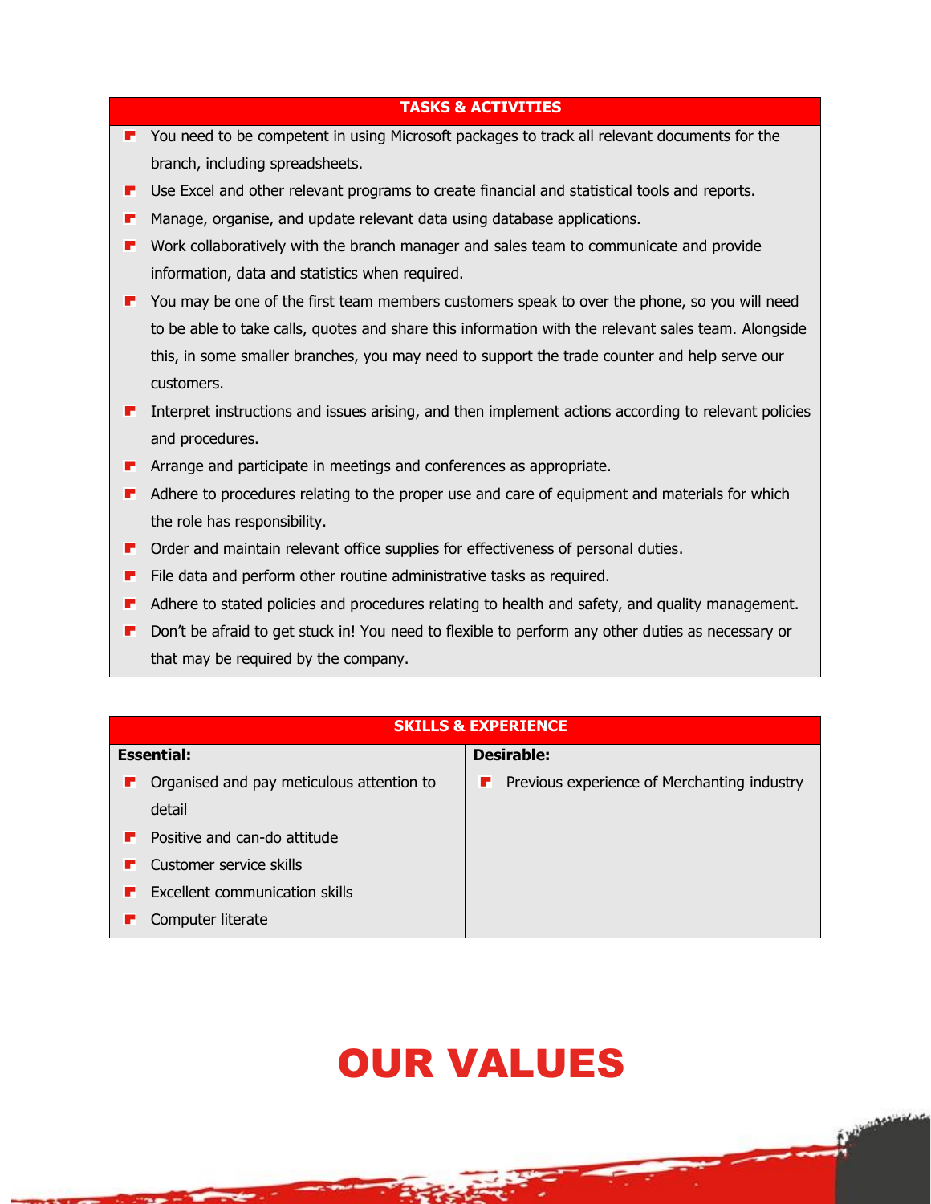## TASKS & ACTIVITIES

- You need to be competent in using Microsoft packages to track all relevant documents for the branch, including spreadsheets.
- Use Excel and other relevant programs to create financial and statistical tools and reports.
- Manage, organise, and update relevant data using database applications.
- Work collaboratively with the branch manager and sales team to communicate and provide information, data and statistics when required.
- You may be one of the first team members customers speak to over the phone, so you will need to be able to take calls, quotes and share this information with the relevant sales team. Alongside this, in some smaller branches, you may need to support the trade counter and help serve our customers.
- Interpret instructions and issues arising, and then implement actions according to relevant policies and procedures.
- Arrange and participate in meetings and conferences as appropriate.
- Adhere to procedures relating to the proper use and care of equipment and materials for which the role has responsibility.
- Order and maintain relevant office supplies for effectiveness of personal duties.
- File data and perform other routine administrative tasks as required.
- Adhere to stated policies and procedures relating to health and safety, and quality management.
- Don't be afraid to get stuck in! You need to flexible to perform any other duties as necessary or that may be required by the company.

## SKILLS & EXPERIENCE

| Essential: | Desirable: |
| --- | --- |
| • Organised and pay meticulous attention to detail<br>• Positive and can-do attitude<br>• Customer service skills<br>• Excellent communication skills<br>• Computer literate | • Previous experience of Merchanting industry |

# OUR VALUES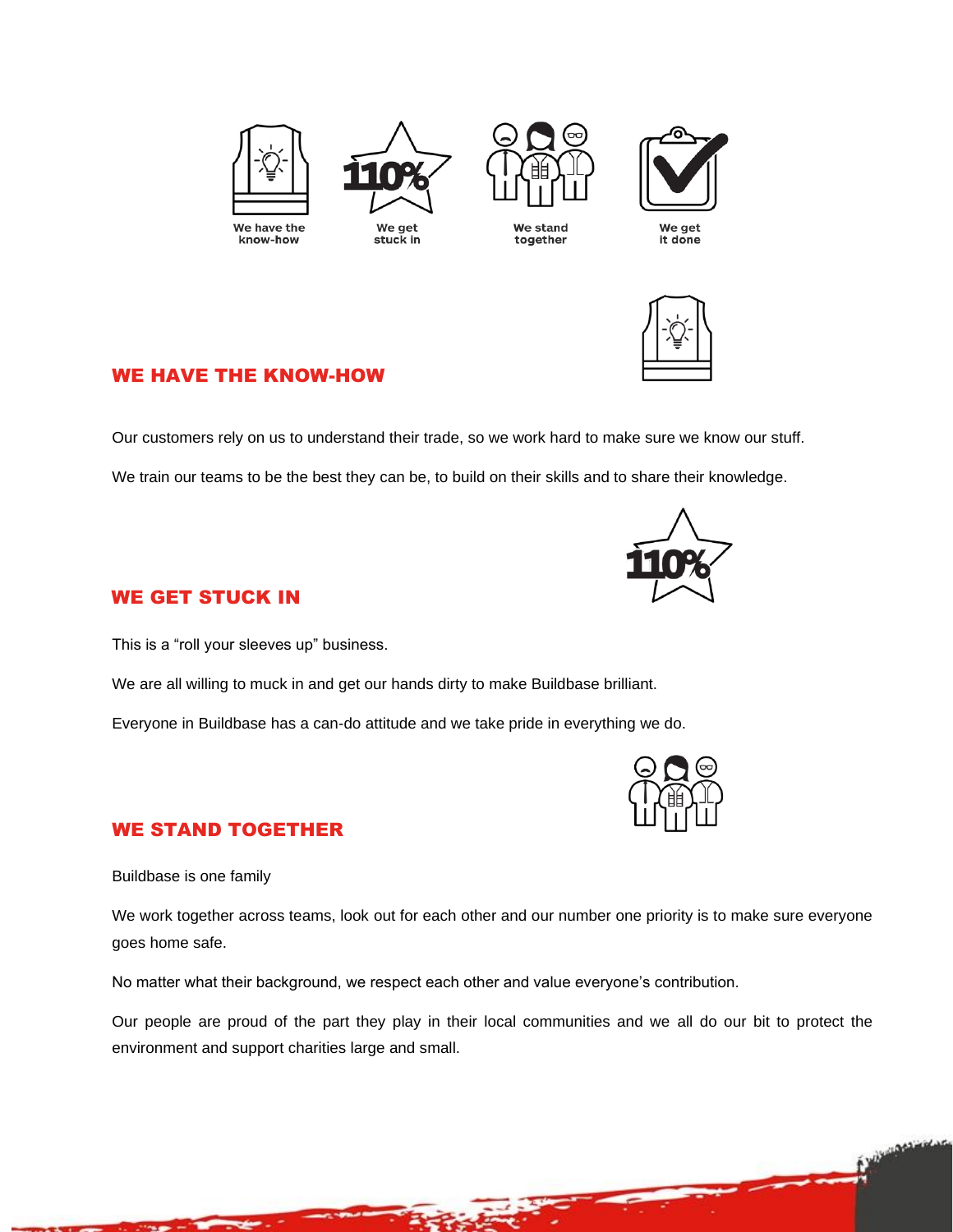We have the know-how | We get stuck in | We stand together | We get it done

## WE HAVE THE KNOW-HOW

Our customers rely on us to understand their trade, so we work hard to make sure we know our stuff.

We train our teams to be the best they can be, to build on their skills and to share their knowledge.

## WE GET STUCK IN

This is a "roll your sleeves up" business.

We are all willing to muck in and get our hands dirty to make Buildbase brilliant.

Everyone in Buildbase has a can-do attitude and we take pride in everything we do.

## WE STAND TOGETHER

Buildbase is one family

We work together across teams, look out for each other and our number one priority is to make sure everyone goes home safe.

No matter what their background, we respect each other and value everyone's contribution.

Our people are proud of the part they play in their local communities and we all do our bit to protect the environment and support charities large and small.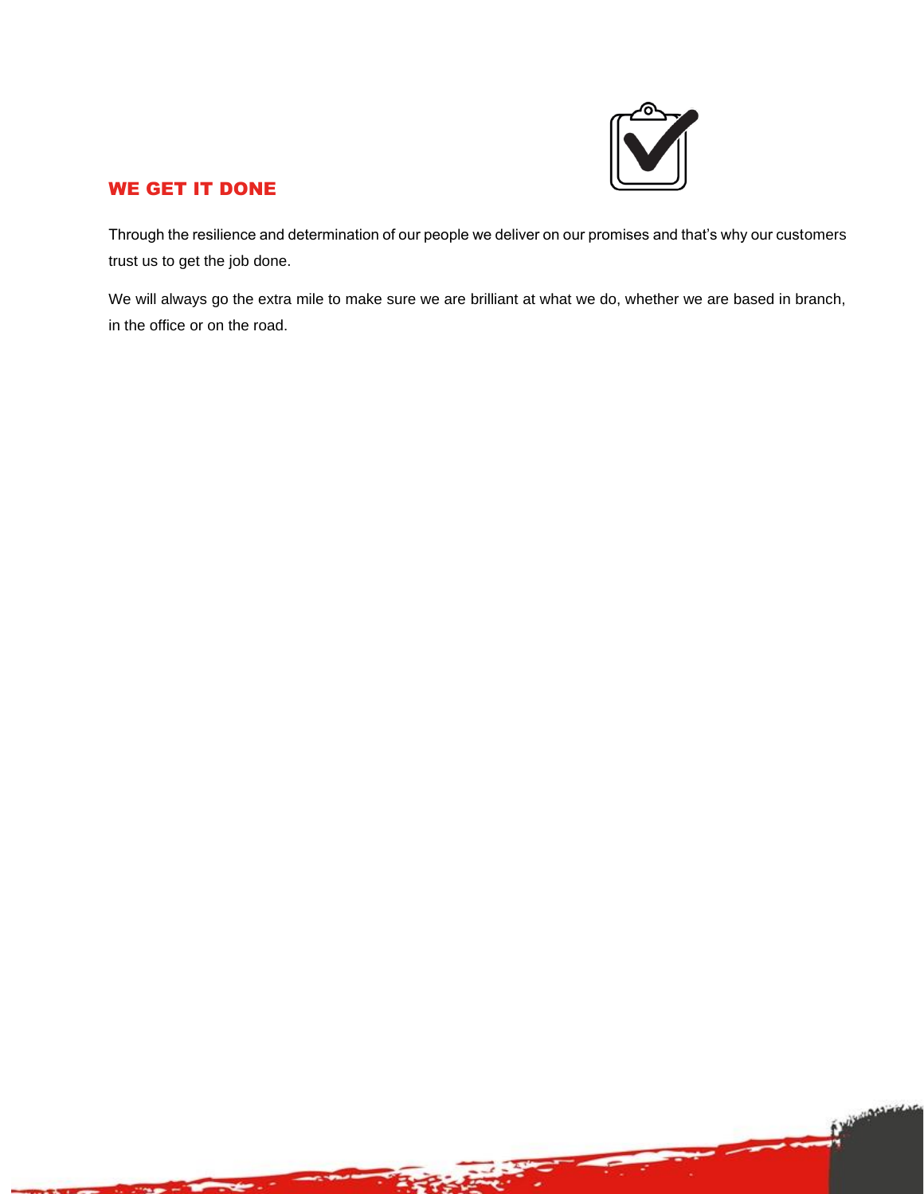## WE GET IT DONE

Through the resilience and determination of our people we deliver on our promises and that's why our customers trust us to get the job done.

We will always go the extra mile to make sure we are brilliant at what we do, whether we are based in branch, in the office or on the road.